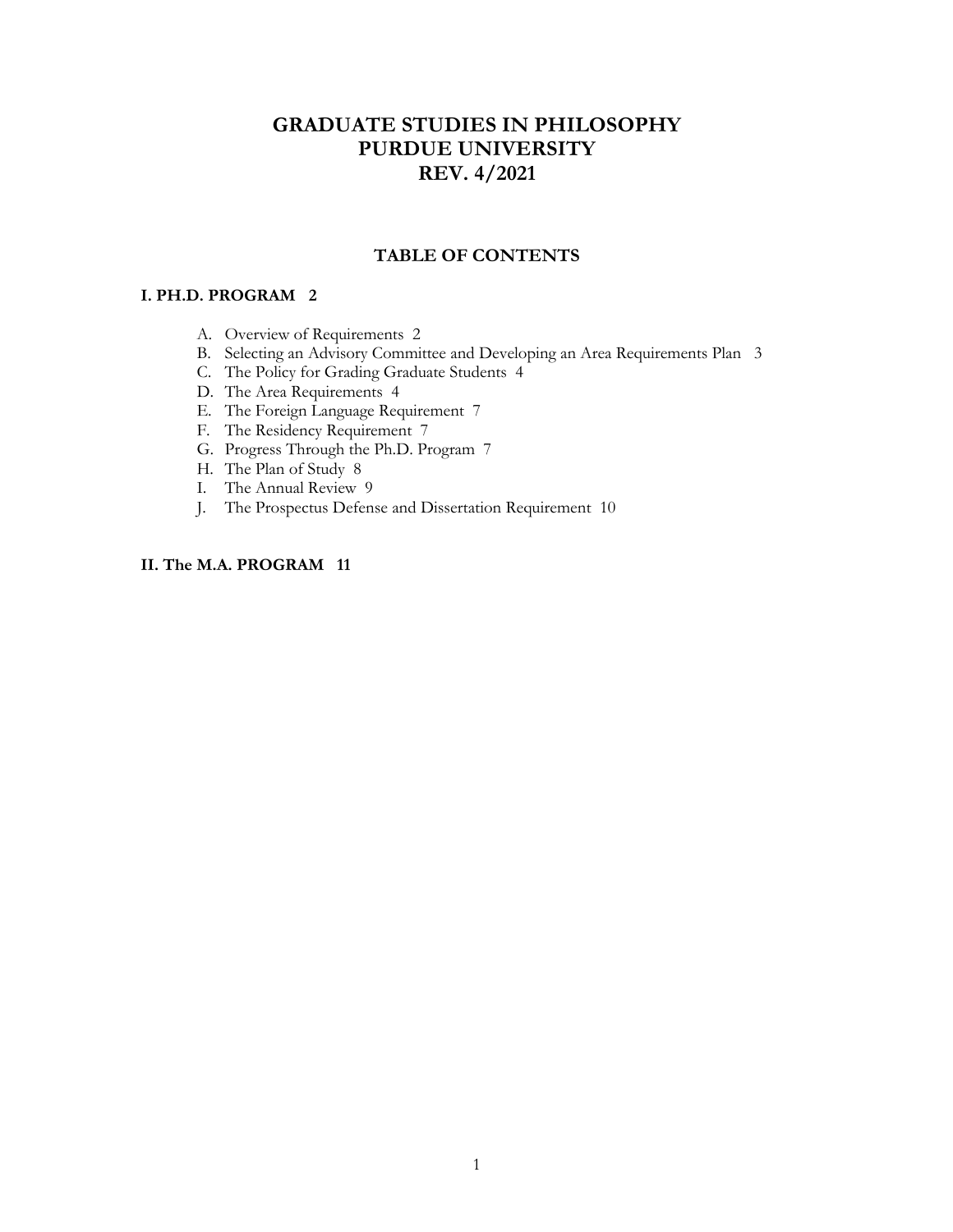# GRADUATE STUDIES IN PHILOSOPHY
# PURDUE UNIVERSITY
# REV. 4/2021

## TABLE OF CONTENTS

**I. PH.D. PROGRAM 2**

A. Overview of Requirements 2
B. Selecting an Advisory Committee and Developing an Area Requirements Plan 3
C. The Policy for Grading Graduate Students 4
D. The Area Requirements 4
E. The Foreign Language Requirement 7
F. The Residency Requirement 7
G. Progress Through the Ph.D. Program 7
H. The Plan of Study 8
I. The Annual Review 9
J. The Prospectus Defense and Dissertation Requirement 10

**II. The M.A. PROGRAM 11**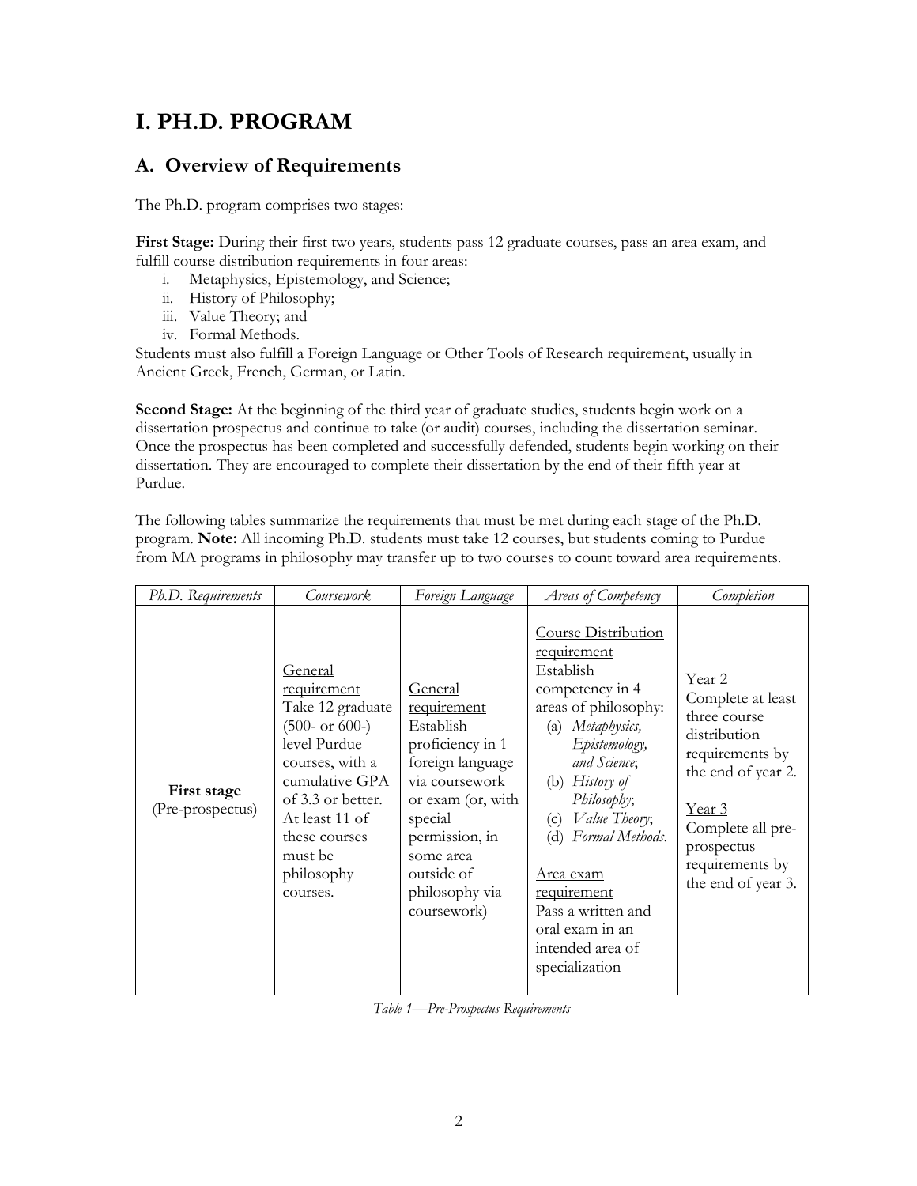# I. PH.D. PROGRAM

## A. Overview of Requirements

The Ph.D. program comprises two stages:

**First Stage:** During their first two years, students pass 12 graduate courses, pass an area exam, and fulfill course distribution requirements in four areas:

i. Metaphysics, Epistemology, and Science;
ii. History of Philosophy;
iii. Value Theory; and
iv. Formal Methods.

Students must also fulfill a Foreign Language or Other Tools of Research requirement, usually in Ancient Greek, French, German, or Latin.

**Second Stage:** At the beginning of the third year of graduate studies, students begin work on a dissertation prospectus and continue to take (or audit) courses, including the dissertation seminar. Once the prospectus has been completed and successfully defended, students begin working on their dissertation. They are encouraged to complete their dissertation by the end of their fifth year at Purdue.

The following tables summarize the requirements that must be met during each stage of the Ph.D. program. **Note:** All incoming Ph.D. students must take 12 courses, but students coming to Purdue from MA programs in philosophy may transfer up to two courses to count toward area requirements.

| *Ph.D. Requirements* | *Coursework* | *Foreign Language* | *Areas of Competency* | *Completion* |
|---|---|---|---|---|
| **First stage** (Pre-prospectus) | General requirement<br>Take 12 graduate (500- or 600-) level Purdue courses, with a cumulative GPA of 3.3 or better. At least 11 of these courses must be philosophy courses. | General requirement<br>Establish proficiency in 1 foreign language via coursework or exam (or, with special permission, in some area outside of philosophy via coursework) | Course Distribution requirement<br>Establish competency in 4 areas of philosophy:<br>(a) *Metaphysics, Epistemology, and Science*;<br>(b) *History of Philosophy*;<br>(c) *Value Theory*;<br>(d) *Formal Methods*.<br><br>Area exam requirement<br>Pass a written and oral exam in an intended area of specialization | Year 2<br>Complete at least three course distribution requirements by the end of year 2.<br><br>Year 3<br>Complete all pre-prospectus requirements by the end of year 3. |

*Table 1—Pre-Prospectus Requirements*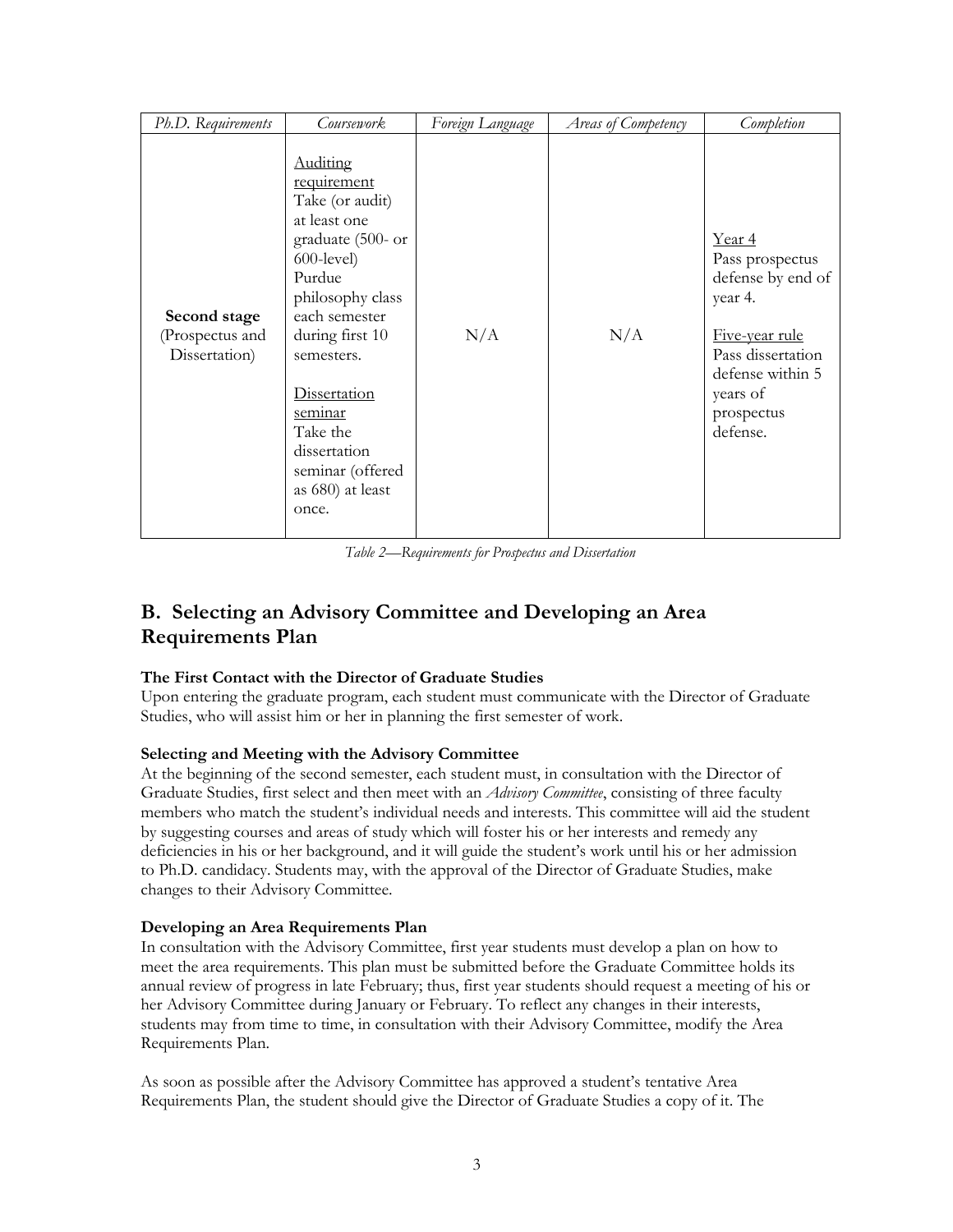| *Ph.D. Requirements* | *Coursework* | *Foreign Language* | *Areas of Competency* | *Completion* |
|---|---|---|---|---|
| **Second stage** (Prospectus and Dissertation) | Auditing requirement Take (or audit) at least one graduate (500- or 600-level) Purdue philosophy class each semester during first 10 semesters. Dissertation seminar Take the dissertation seminar (offered as 680) at least once. | N/A | N/A | Year 4 Pass prospectus defense by end of year 4. Five-year rule Pass dissertation defense within 5 years of prospectus defense. |

*Table 2—Requirements for Prospectus and Dissertation*

## B. Selecting an Advisory Committee and Developing an Area Requirements Plan

**The First Contact with the Director of Graduate Studies**

Upon entering the graduate program, each student must communicate with the Director of Graduate Studies, who will assist him or her in planning the first semester of work.

**Selecting and Meeting with the Advisory Committee**

At the beginning of the second semester, each student must, in consultation with the Director of Graduate Studies, first select and then meet with an *Advisory Committee*, consisting of three faculty members who match the student's individual needs and interests. This committee will aid the student by suggesting courses and areas of study which will foster his or her interests and remedy any deficiencies in his or her background, and it will guide the student's work until his or her admission to Ph.D. candidacy. Students may, with the approval of the Director of Graduate Studies, make changes to their Advisory Committee.

**Developing an Area Requirements Plan**

In consultation with the Advisory Committee, first year students must develop a plan on how to meet the area requirements. This plan must be submitted before the Graduate Committee holds its annual review of progress in late February; thus, first year students should request a meeting of his or her Advisory Committee during January or February. To reflect any changes in their interests, students may from time to time, in consultation with their Advisory Committee, modify the Area Requirements Plan.

As soon as possible after the Advisory Committee has approved a student's tentative Area Requirements Plan, the student should give the Director of Graduate Studies a copy of it. The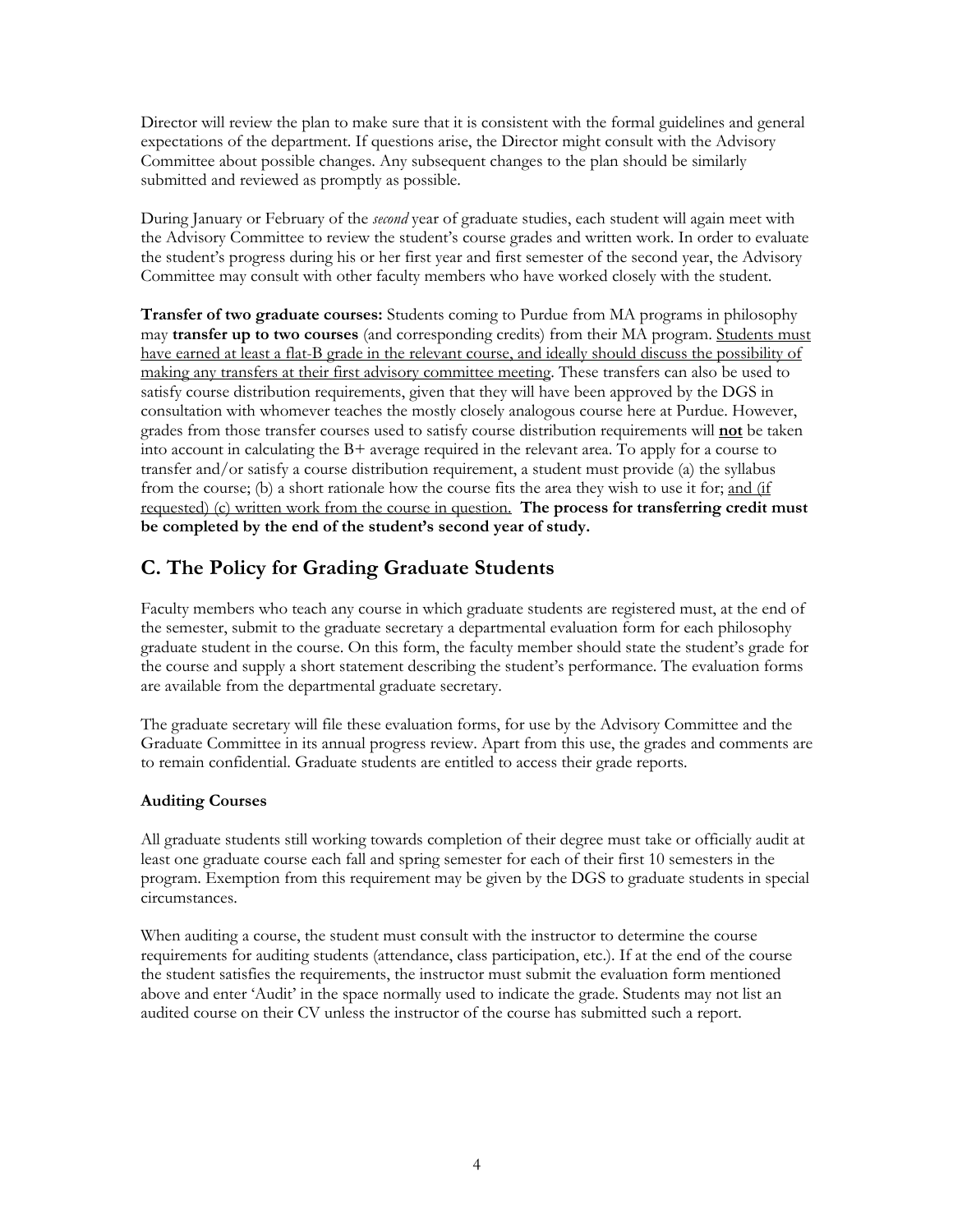Director will review the plan to make sure that it is consistent with the formal guidelines and general expectations of the department. If questions arise, the Director might consult with the Advisory Committee about possible changes. Any subsequent changes to the plan should be similarly submitted and reviewed as promptly as possible.

During January or February of the *second* year of graduate studies, each student will again meet with the Advisory Committee to review the student's course grades and written work. In order to evaluate the student's progress during his or her first year and first semester of the second year, the Advisory Committee may consult with other faculty members who have worked closely with the student.

**Transfer of two graduate courses:** Students coming to Purdue from MA programs in philosophy may **transfer up to two courses** (and corresponding credits) from their MA program. Students must have earned at least a flat-B grade in the relevant course, and ideally should discuss the possibility of making any transfers at their first advisory committee meeting. These transfers can also be used to satisfy course distribution requirements, given that they will have been approved by the DGS in consultation with whomever teaches the mostly closely analogous course here at Purdue. However, grades from those transfer courses used to satisfy course distribution requirements will **not** be taken into account in calculating the B+ average required in the relevant area. To apply for a course to transfer and/or satisfy a course distribution requirement, a student must provide (a) the syllabus from the course; (b) a short rationale how the course fits the area they wish to use it for; and (if requested) (c) written work from the course in question. **The process for transferring credit must be completed by the end of the student's second year of study.**

## C. The Policy for Grading Graduate Students

Faculty members who teach any course in which graduate students are registered must, at the end of the semester, submit to the graduate secretary a departmental evaluation form for each philosophy graduate student in the course. On this form, the faculty member should state the student's grade for the course and supply a short statement describing the student's performance. The evaluation forms are available from the departmental graduate secretary.

The graduate secretary will file these evaluation forms, for use by the Advisory Committee and the Graduate Committee in its annual progress review. Apart from this use, the grades and comments are to remain confidential. Graduate students are entitled to access their grade reports.

### Auditing Courses

All graduate students still working towards completion of their degree must take or officially audit at least one graduate course each fall and spring semester for each of their first 10 semesters in the program. Exemption from this requirement may be given by the DGS to graduate students in special circumstances.

When auditing a course, the student must consult with the instructor to determine the course requirements for auditing students (attendance, class participation, etc.). If at the end of the course the student satisfies the requirements, the instructor must submit the evaluation form mentioned above and enter 'Audit' in the space normally used to indicate the grade. Students may not list an audited course on their CV unless the instructor of the course has submitted such a report.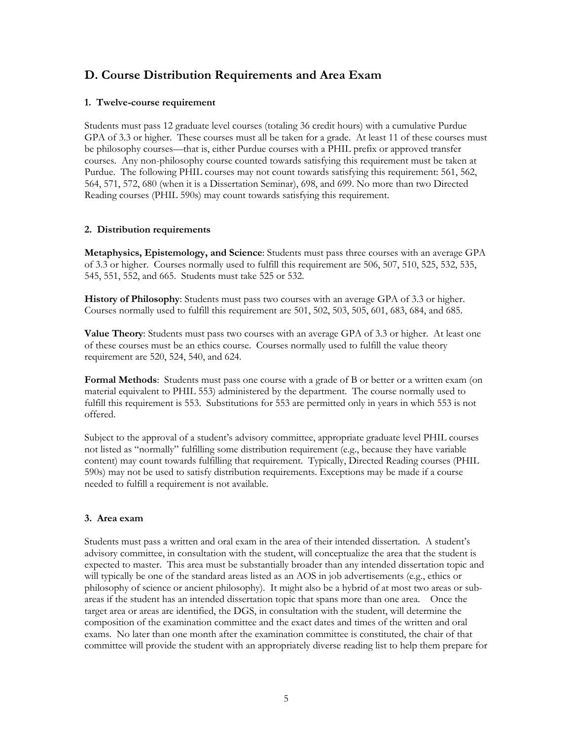## D. Course Distribution Requirements and Area Exam

### 1. Twelve-course requirement

Students must pass 12 graduate level courses (totaling 36 credit hours) with a cumulative Purdue GPA of 3.3 or higher. These courses must all be taken for a grade. At least 11 of these courses must be philosophy courses—that is, either Purdue courses with a PHIL prefix or approved transfer courses. Any non-philosophy course counted towards satisfying this requirement must be taken at Purdue. The following PHIL courses may not count towards satisfying this requirement: 561, 562, 564, 571, 572, 680 (when it is a Dissertation Seminar), 698, and 699. No more than two Directed Reading courses (PHIL 590s) may count towards satisfying this requirement.

### 2. Distribution requirements

**Metaphysics, Epistemology, and Science**: Students must pass three courses with an average GPA of 3.3 or higher. Courses normally used to fulfill this requirement are 506, 507, 510, 525, 532, 535, 545, 551, 552, and 665. Students must take 525 or 532.

**History of Philosophy**: Students must pass two courses with an average GPA of 3.3 or higher. Courses normally used to fulfill this requirement are 501, 502, 503, 505, 601, 683, 684, and 685.

**Value Theory**: Students must pass two courses with an average GPA of 3.3 or higher. At least one of these courses must be an ethics course. Courses normally used to fulfill the value theory requirement are 520, 524, 540, and 624.

**Formal Methods**: Students must pass one course with a grade of B or better or a written exam (on material equivalent to PHIL 553) administered by the department. The course normally used to fulfill this requirement is 553. Substitutions for 553 are permitted only in years in which 553 is not offered.

Subject to the approval of a student's advisory committee, appropriate graduate level PHIL courses not listed as "normally" fulfilling some distribution requirement (e.g., because they have variable content) may count towards fulfilling that requirement. Typically, Directed Reading courses (PHIL 590s) may not be used to satisfy distribution requirements. Exceptions may be made if a course needed to fulfill a requirement is not available.

### 3. Area exam

Students must pass a written and oral exam in the area of their intended dissertation. A student's advisory committee, in consultation with the student, will conceptualize the area that the student is expected to master. This area must be substantially broader than any intended dissertation topic and will typically be one of the standard areas listed as an AOS in job advertisements (e.g., ethics or philosophy of science or ancient philosophy). It might also be a hybrid of at most two areas or sub-areas if the student has an intended dissertation topic that spans more than one area. Once the target area or areas are identified, the DGS, in consultation with the student, will determine the composition of the examination committee and the exact dates and times of the written and oral exams. No later than one month after the examination committee is constituted, the chair of that committee will provide the student with an appropriately diverse reading list to help them prepare for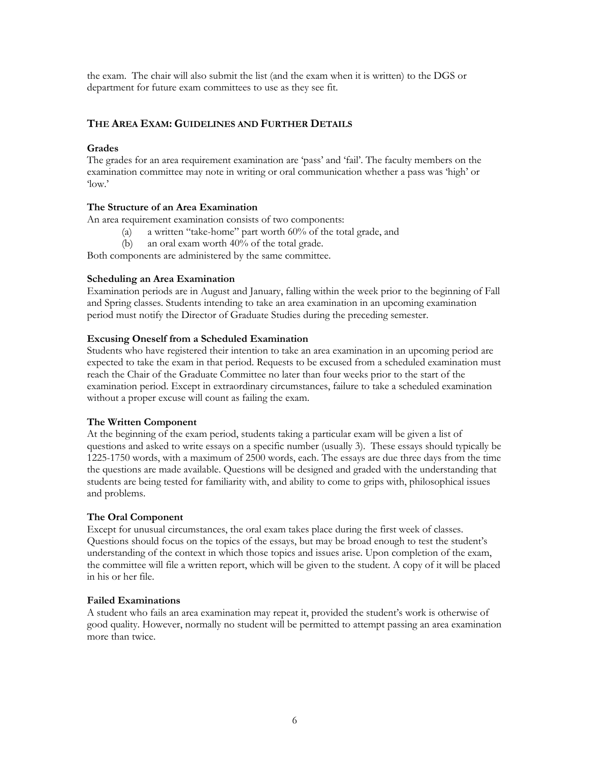the exam. The chair will also submit the list (and the exam when it is written) to the DGS or department for future exam committees to use as they see fit.

## THE AREA EXAM: GUIDELINES AND FURTHER DETAILS

### Grades

The grades for an area requirement examination are 'pass' and 'fail'. The faculty members on the examination committee may note in writing or oral communication whether a pass was 'high' or 'low.'

### The Structure of an Area Examination

An area requirement examination consists of two components:

(a) a written "take-home" part worth 60% of the total grade, and
(b) an oral exam worth 40% of the total grade.

Both components are administered by the same committee.

### Scheduling an Area Examination

Examination periods are in August and January, falling within the week prior to the beginning of Fall and Spring classes. Students intending to take an area examination in an upcoming examination period must notify the Director of Graduate Studies during the preceding semester.

### Excusing Oneself from a Scheduled Examination

Students who have registered their intention to take an area examination in an upcoming period are expected to take the exam in that period. Requests to be excused from a scheduled examination must reach the Chair of the Graduate Committee no later than four weeks prior to the start of the examination period. Except in extraordinary circumstances, failure to take a scheduled examination without a proper excuse will count as failing the exam.

### The Written Component

At the beginning of the exam period, students taking a particular exam will be given a list of questions and asked to write essays on a specific number (usually 3). These essays should typically be 1225-1750 words, with a maximum of 2500 words, each. The essays are due three days from the time the questions are made available. Questions will be designed and graded with the understanding that students are being tested for familiarity with, and ability to come to grips with, philosophical issues and problems.

### The Oral Component

Except for unusual circumstances, the oral exam takes place during the first week of classes. Questions should focus on the topics of the essays, but may be broad enough to test the student's understanding of the context in which those topics and issues arise. Upon completion of the exam, the committee will file a written report, which will be given to the student. A copy of it will be placed in his or her file.

### Failed Examinations

A student who fails an area examination may repeat it, provided the student's work is otherwise of good quality. However, normally no student will be permitted to attempt passing an area examination more than twice.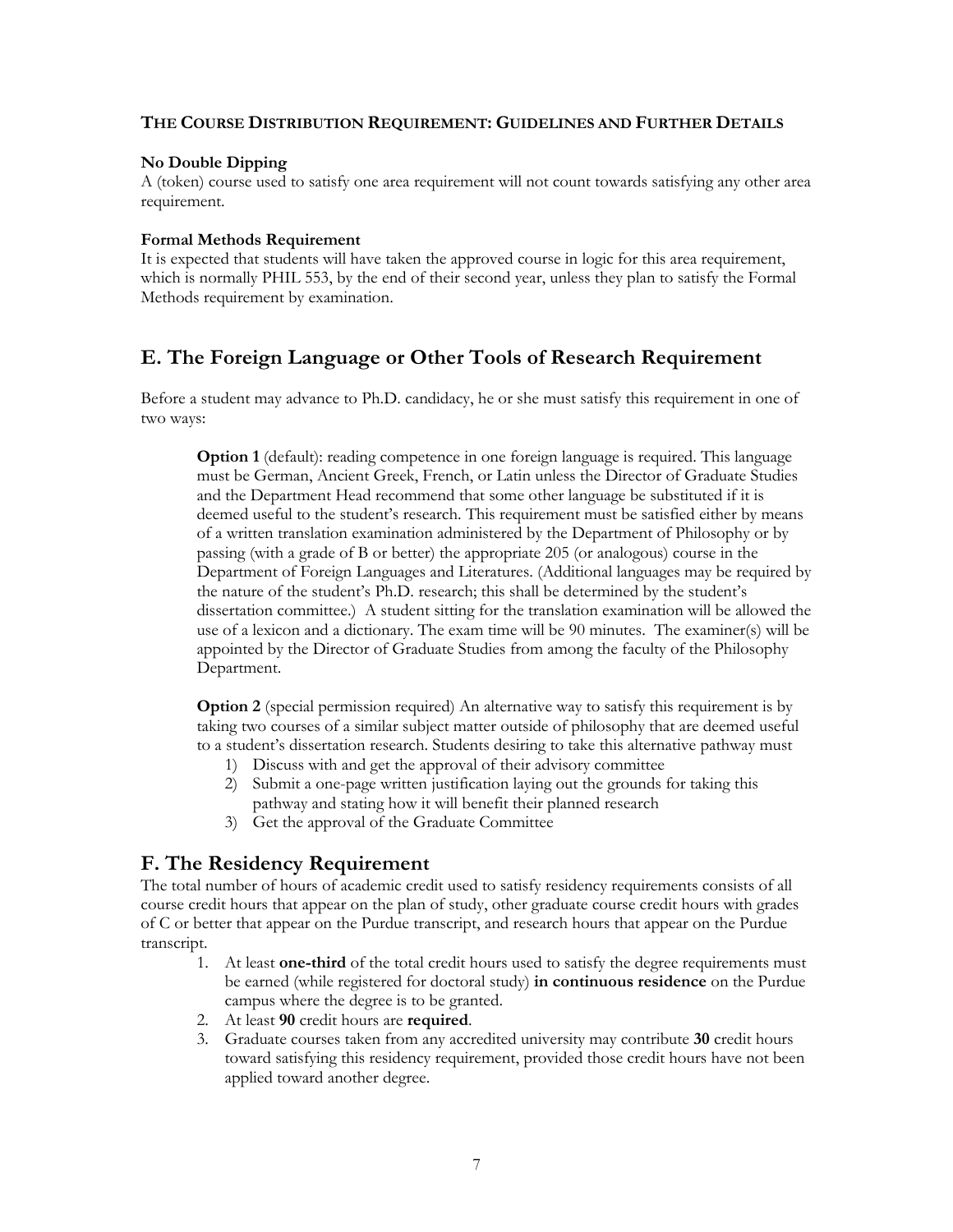### The Course Distribution Requirement: Guidelines and Further Details

**No Double Dipping**

A (token) course used to satisfy one area requirement will not count towards satisfying any other area requirement.

**Formal Methods Requirement**

It is expected that students will have taken the approved course in logic for this area requirement, which is normally PHIL 553, by the end of their second year, unless they plan to satisfy the Formal Methods requirement by examination.

## E. The Foreign Language or Other Tools of Research Requirement

Before a student may advance to Ph.D. candidacy, he or she must satisfy this requirement in one of two ways:

**Option 1** (default): reading competence in one foreign language is required. This language must be German, Ancient Greek, French, or Latin unless the Director of Graduate Studies and the Department Head recommend that some other language be substituted if it is deemed useful to the student's research. This requirement must be satisfied either by means of a written translation examination administered by the Department of Philosophy or by passing (with a grade of B or better) the appropriate 205 (or analogous) course in the Department of Foreign Languages and Literatures. (Additional languages may be required by the nature of the student's Ph.D. research; this shall be determined by the student's dissertation committee.) A student sitting for the translation examination will be allowed the use of a lexicon and a dictionary. The exam time will be 90 minutes. The examiner(s) will be appointed by the Director of Graduate Studies from among the faculty of the Philosophy Department.

**Option 2** (special permission required) An alternative way to satisfy this requirement is by taking two courses of a similar subject matter outside of philosophy that are deemed useful to a student's dissertation research. Students desiring to take this alternative pathway must

1) Discuss with and get the approval of their advisory committee
2) Submit a one-page written justification laying out the grounds for taking this pathway and stating how it will benefit their planned research
3) Get the approval of the Graduate Committee

## F. The Residency Requirement

The total number of hours of academic credit used to satisfy residency requirements consists of all course credit hours that appear on the plan of study, other graduate course credit hours with grades of C or better that appear on the Purdue transcript, and research hours that appear on the Purdue transcript.

1. At least **one-third** of the total credit hours used to satisfy the degree requirements must be earned (while registered for doctoral study) **in continuous residence** on the Purdue campus where the degree is to be granted.
2. At least **90** credit hours are **required**.
3. Graduate courses taken from any accredited university may contribute **30** credit hours toward satisfying this residency requirement, provided those credit hours have not been applied toward another degree.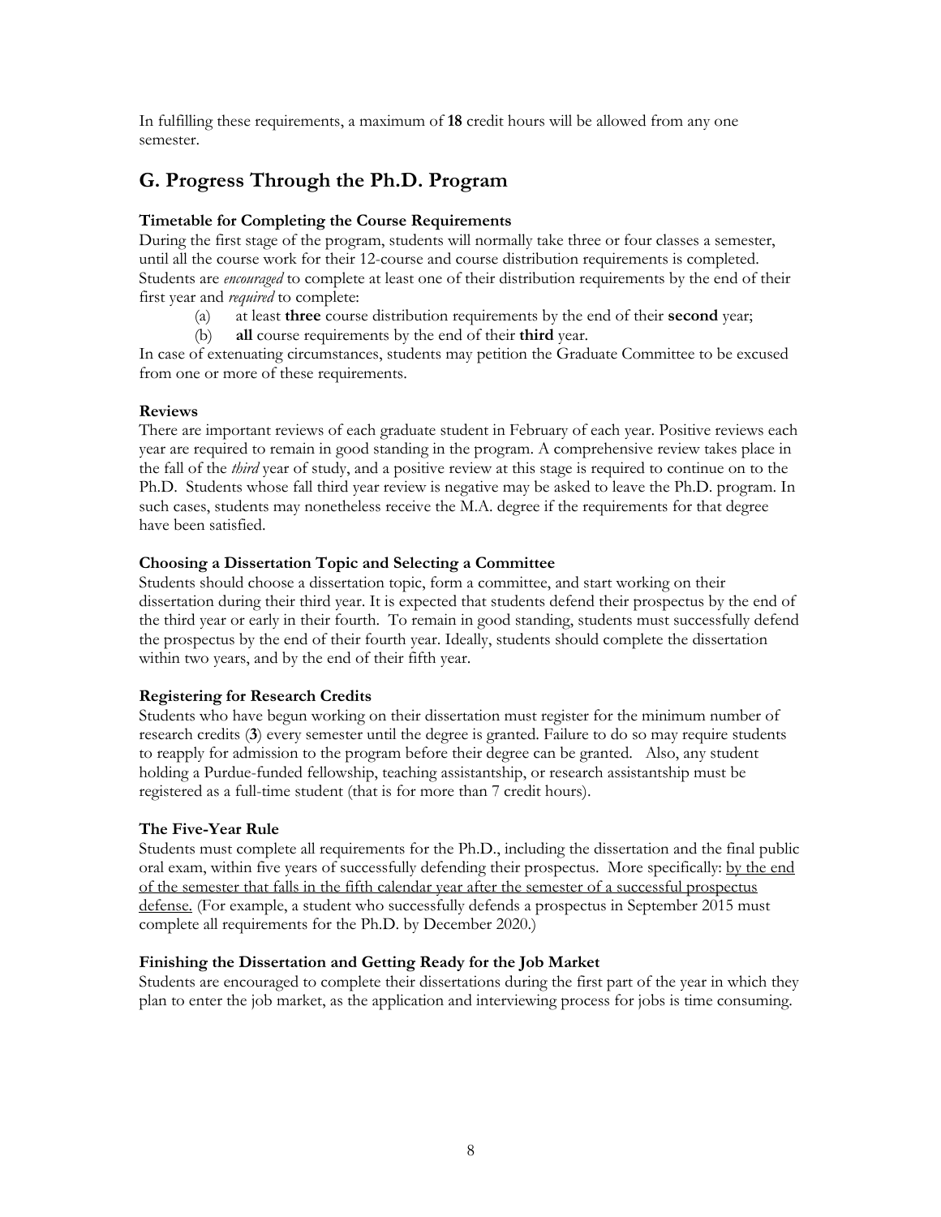In fulfilling these requirements, a maximum of **18** credit hours will be allowed from any one semester.

## G. Progress Through the Ph.D. Program

### Timetable for Completing the Course Requirements

During the first stage of the program, students will normally take three or four classes a semester, until all the course work for their 12-course and course distribution requirements is completed. Students are *encouraged* to complete at least one of their distribution requirements by the end of their first year and *required* to complete:

(a) at least **three** course distribution requirements by the end of their **second** year;

(b) **all** course requirements by the end of their **third** year.

In case of extenuating circumstances, students may petition the Graduate Committee to be excused from one or more of these requirements.

### Reviews

There are important reviews of each graduate student in February of each year. Positive reviews each year are required to remain in good standing in the program. A comprehensive review takes place in the fall of the *third* year of study, and a positive review at this stage is required to continue on to the Ph.D. Students whose fall third year review is negative may be asked to leave the Ph.D. program. In such cases, students may nonetheless receive the M.A. degree if the requirements for that degree have been satisfied.

### Choosing a Dissertation Topic and Selecting a Committee

Students should choose a dissertation topic, form a committee, and start working on their dissertation during their third year. It is expected that students defend their prospectus by the end of the third year or early in their fourth. To remain in good standing, students must successfully defend the prospectus by the end of their fourth year. Ideally, students should complete the dissertation within two years, and by the end of their fifth year.

### Registering for Research Credits

Students who have begun working on their dissertation must register for the minimum number of research credits (**3**) every semester until the degree is granted. Failure to do so may require students to reapply for admission to the program before their degree can be granted. Also, any student holding a Purdue-funded fellowship, teaching assistantship, or research assistantship must be registered as a full-time student (that is for more than 7 credit hours).

### The Five-Year Rule

Students must complete all requirements for the Ph.D., including the dissertation and the final public oral exam, within five years of successfully defending their prospectus. More specifically: <u>by the end of the semester that falls in the fifth calendar year after the semester of a successful prospectus defense.</u> (For example, a student who successfully defends a prospectus in September 2015 must complete all requirements for the Ph.D. by December 2020.)

### Finishing the Dissertation and Getting Ready for the Job Market

Students are encouraged to complete their dissertations during the first part of the year in which they plan to enter the job market, as the application and interviewing process for jobs is time consuming.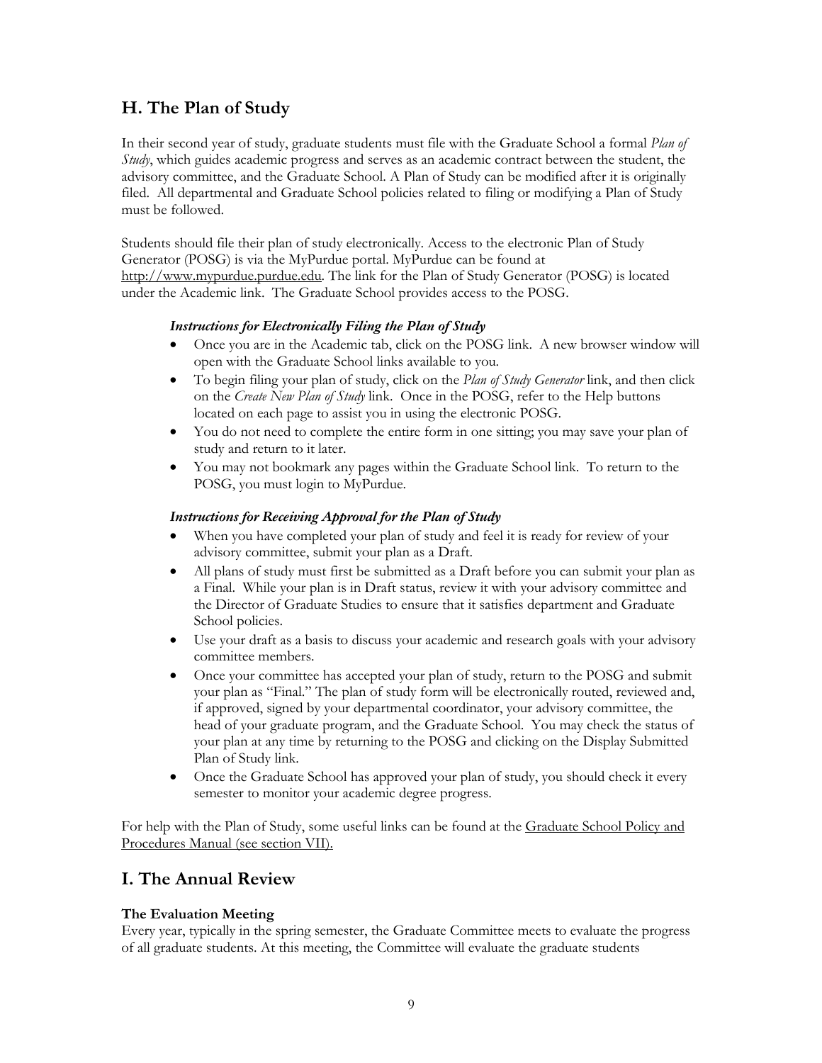## H. The Plan of Study

In their second year of study, graduate students must file with the Graduate School a formal *Plan of Study*, which guides academic progress and serves as an academic contract between the student, the advisory committee, and the Graduate School. A Plan of Study can be modified after it is originally filed. All departmental and Graduate School policies related to filing or modifying a Plan of Study must be followed.

Students should file their plan of study electronically. Access to the electronic Plan of Study Generator (POSG) is via the MyPurdue portal. MyPurdue can be found at http://www.mypurdue.purdue.edu. The link for the Plan of Study Generator (POSG) is located under the Academic link. The Graduate School provides access to the POSG.

***Instructions for Electronically Filing the Plan of Study***

- Once you are in the Academic tab, click on the POSG link. A new browser window will open with the Graduate School links available to you.
- To begin filing your plan of study, click on the *Plan of Study Generator* link, and then click on the *Create New Plan of Study* link. Once in the POSG, refer to the Help buttons located on each page to assist you in using the electronic POSG.
- You do not need to complete the entire form in one sitting; you may save your plan of study and return to it later.
- You may not bookmark any pages within the Graduate School link. To return to the POSG, you must login to MyPurdue.

***Instructions for Receiving Approval for the Plan of Study***

- When you have completed your plan of study and feel it is ready for review of your advisory committee, submit your plan as a Draft.
- All plans of study must first be submitted as a Draft before you can submit your plan as a Final. While your plan is in Draft status, review it with your advisory committee and the Director of Graduate Studies to ensure that it satisfies department and Graduate School policies.
- Use your draft as a basis to discuss your academic and research goals with your advisory committee members.
- Once your committee has accepted your plan of study, return to the POSG and submit your plan as "Final." The plan of study form will be electronically routed, reviewed and, if approved, signed by your departmental coordinator, your advisory committee, the head of your graduate program, and the Graduate School. You may check the status of your plan at any time by returning to the POSG and clicking on the Display Submitted Plan of Study link.
- Once the Graduate School has approved your plan of study, you should check it every semester to monitor your academic degree progress.

For help with the Plan of Study, some useful links can be found at the Graduate School Policy and Procedures Manual (see section VII).

## I. The Annual Review

**The Evaluation Meeting**

Every year, typically in the spring semester, the Graduate Committee meets to evaluate the progress of all graduate students. At this meeting, the Committee will evaluate the graduate students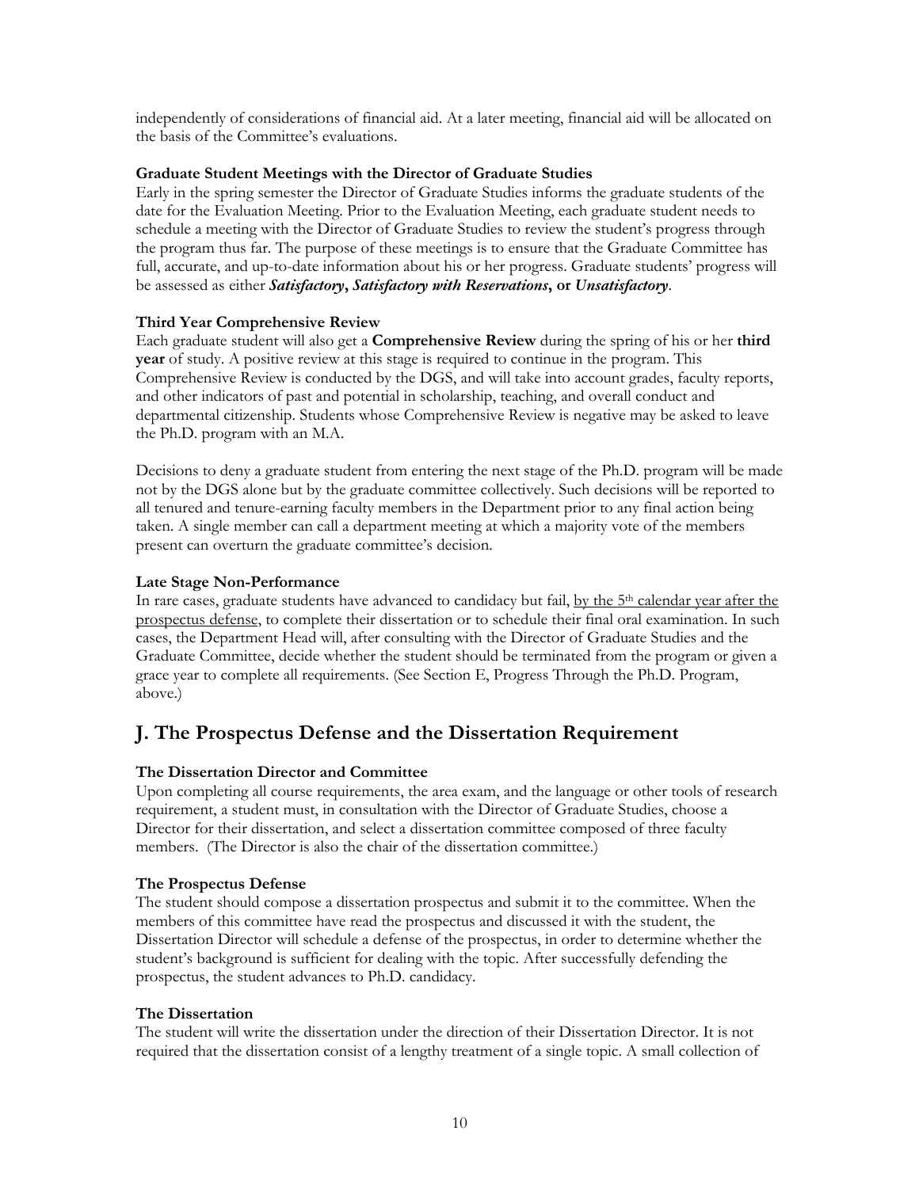independently of considerations of financial aid. At a later meeting, financial aid will be allocated on the basis of the Committee's evaluations.

**Graduate Student Meetings with the Director of Graduate Studies**

Early in the spring semester the Director of Graduate Studies informs the graduate students of the date for the Evaluation Meeting. Prior to the Evaluation Meeting, each graduate student needs to schedule a meeting with the Director of Graduate Studies to review the student's progress through the program thus far. The purpose of these meetings is to ensure that the Graduate Committee has full, accurate, and up-to-date information about his or her progress. Graduate students' progress will be assessed as either ***Satisfactory*****,** ***Satisfactory with Reservations*****, or** ***Unsatisfactory***.

**Third Year Comprehensive Review**

Each graduate student will also get a **Comprehensive Review** during the spring of his or her **third year** of study. A positive review at this stage is required to continue in the program. This Comprehensive Review is conducted by the DGS, and will take into account grades, faculty reports, and other indicators of past and potential in scholarship, teaching, and overall conduct and departmental citizenship. Students whose Comprehensive Review is negative may be asked to leave the Ph.D. program with an M.A.

Decisions to deny a graduate student from entering the next stage of the Ph.D. program will be made not by the DGS alone but by the graduate committee collectively. Such decisions will be reported to all tenured and tenure-earning faculty members in the Department prior to any final action being taken. A single member can call a department meeting at which a majority vote of the members present can overturn the graduate committee's decision.

**Late Stage Non-Performance**

In rare cases, graduate students have advanced to candidacy but fail, <u>by the 5th calendar year after the prospectus defense</u>, to complete their dissertation or to schedule their final oral examination. In such cases, the Department Head will, after consulting with the Director of Graduate Studies and the Graduate Committee, decide whether the student should be terminated from the program or given a grace year to complete all requirements. (See Section E, Progress Through the Ph.D. Program, above.)

## J. The Prospectus Defense and the Dissertation Requirement

**The Dissertation Director and Committee**

Upon completing all course requirements, the area exam, and the language or other tools of research requirement, a student must, in consultation with the Director of Graduate Studies, choose a Director for their dissertation, and select a dissertation committee composed of three faculty members. (The Director is also the chair of the dissertation committee.)

**The Prospectus Defense**

The student should compose a dissertation prospectus and submit it to the committee. When the members of this committee have read the prospectus and discussed it with the student, the Dissertation Director will schedule a defense of the prospectus, in order to determine whether the student's background is sufficient for dealing with the topic. After successfully defending the prospectus, the student advances to Ph.D. candidacy.

**The Dissertation**

The student will write the dissertation under the direction of their Dissertation Director. It is not required that the dissertation consist of a lengthy treatment of a single topic. A small collection of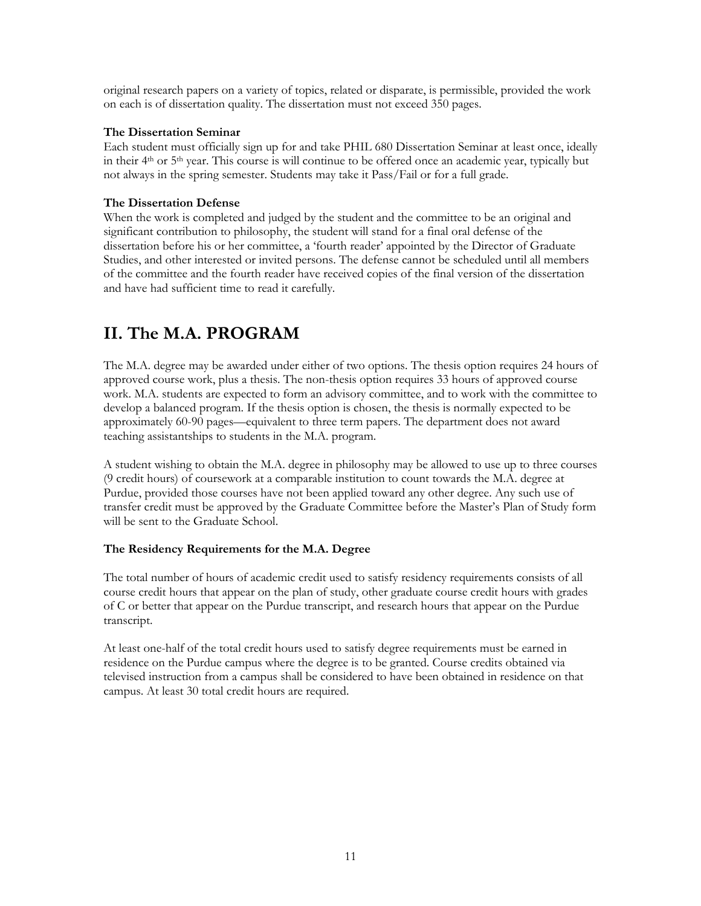original research papers on a variety of topics, related or disparate, is permissible, provided the work on each is of dissertation quality. The dissertation must not exceed 350 pages.

### The Dissertation Seminar

Each student must officially sign up for and take PHIL 680 Dissertation Seminar at least once, ideally in their 4th or 5th year. This course is will continue to be offered once an academic year, typically but not always in the spring semester. Students may take it Pass/Fail or for a full grade.

### The Dissertation Defense

When the work is completed and judged by the student and the committee to be an original and significant contribution to philosophy, the student will stand for a final oral defense of the dissertation before his or her committee, a 'fourth reader' appointed by the Director of Graduate Studies, and other interested or invited persons. The defense cannot be scheduled until all members of the committee and the fourth reader have received copies of the final version of the dissertation and have had sufficient time to read it carefully.

## II. The M.A. PROGRAM

The M.A. degree may be awarded under either of two options. The thesis option requires 24 hours of approved course work, plus a thesis. The non-thesis option requires 33 hours of approved course work. M.A. students are expected to form an advisory committee, and to work with the committee to develop a balanced program. If the thesis option is chosen, the thesis is normally expected to be approximately 60-90 pages—equivalent to three term papers. The department does not award teaching assistantships to students in the M.A. program.

A student wishing to obtain the M.A. degree in philosophy may be allowed to use up to three courses (9 credit hours) of coursework at a comparable institution to count towards the M.A. degree at Purdue, provided those courses have not been applied toward any other degree. Any such use of transfer credit must be approved by the Graduate Committee before the Master's Plan of Study form will be sent to the Graduate School.

### The Residency Requirements for the M.A. Degree

The total number of hours of academic credit used to satisfy residency requirements consists of all course credit hours that appear on the plan of study, other graduate course credit hours with grades of C or better that appear on the Purdue transcript, and research hours that appear on the Purdue transcript.

At least one-half of the total credit hours used to satisfy degree requirements must be earned in residence on the Purdue campus where the degree is to be granted. Course credits obtained via televised instruction from a campus shall be considered to have been obtained in residence on that campus. At least 30 total credit hours are required.